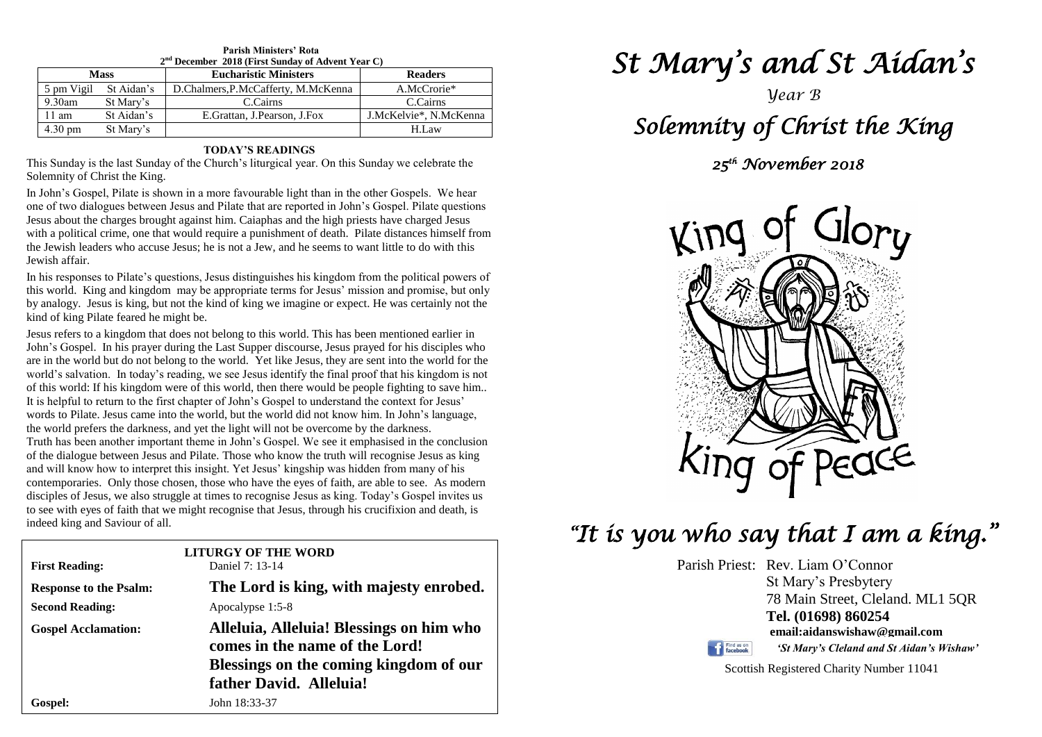**Parish Ministers' Rota**
**2nd December 2018 (First Sunday of Advent Year C)**

| Mass | | Eucharistic Ministers | Readers |
|---|---|---|---|
| 5 pm Vigil | St Aidan's | D.Chalmers,P.McCafferty, M.McKenna | A.McCrorie* |
| 9.30am | St Mary's | C.Cairns | C.Cairns |
| 11 am | St Aidan's | E.Grattan, J.Pearson, J.Fox | J.McKelvie*, N.McKenna |
| 4.30 pm | St Mary's | | H.Law |

**TODAY'S READINGS**

This Sunday is the last Sunday of the Church's liturgical year. On this Sunday we celebrate the Solemnity of Christ the King.

In John's Gospel, Pilate is shown in a more favourable light than in the other Gospels. We hear one of two dialogues between Jesus and Pilate that are reported in John's Gospel. Pilate questions Jesus about the charges brought against him. Caiaphas and the high priests have charged Jesus with a political crime, one that would require a punishment of death. Pilate distances himself from the Jewish leaders who accuse Jesus; he is not a Jew, and he seems to want little to do with this Jewish affair.

In his responses to Pilate's questions, Jesus distinguishes his kingdom from the political powers of this world. King and kingdom may be appropriate terms for Jesus' mission and promise, but only by analogy. Jesus is king, but not the kind of king we imagine or expect. He was certainly not the kind of king Pilate feared he might be.

Jesus refers to a kingdom that does not belong to this world. This has been mentioned earlier in John's Gospel. In his prayer during the Last Supper discourse, Jesus prayed for his disciples who are in the world but do not belong to the world. Yet like Jesus, they are sent into the world for the world's salvation. In today's reading, we see Jesus identify the final proof that his kingdom is not of this world: If his kingdom were of this world, then there would be people fighting to save him.. It is helpful to return to the first chapter of John's Gospel to understand the context for Jesus' words to Pilate. Jesus came into the world, but the world did not know him. In John's language, the world prefers the darkness, and yet the light will not be overcome by the darkness.
Truth has been another important theme in John's Gospel. We see it emphasised in the conclusion of the dialogue between Jesus and Pilate. Those who know the truth will recognise Jesus as king and will know how to interpret this insight. Yet Jesus' kingship was hidden from many of his contemporaries. Only those chosen, those who have the eyes of faith, are able to see. As modern disciples of Jesus, we also struggle at times to recognise Jesus as king. Today's Gospel invites us to see with eyes of faith that we might recognise that Jesus, through his crucifixion and death, is indeed king and Saviour of all.

**LITURGY OF THE WORD**

**First Reading:** Daniel 7: 13-14

**Response to the Psalm:** **The Lord is king, with majesty enrobed.**

**Second Reading:** Apocalypse 1:5-8

**Gospel Acclamation:** **Alleluia, Alleluia! Blessings on him who comes in the name of the Lord! Blessings on the coming kingdom of our father David. Alleluia!**

**Gospel:** John 18:33-37

# *St Mary's and St Aidan's*

*Year B*

## *Solemnity of Christ the King*

*25th November 2018*

King of Glory

King of Peace

## *"It is you who say that I am a king."*

Parish Priest: Rev. Liam O'Connor
St Mary's Presbytery
78 Main Street, Cleland. ML1 5QR
**Tel. (01698) 860254**
**email:aidanswishaw@gmail.com**
***'St Mary's Cleland and St Aidan's Wishaw'***

Scottish Registered Charity Number 11041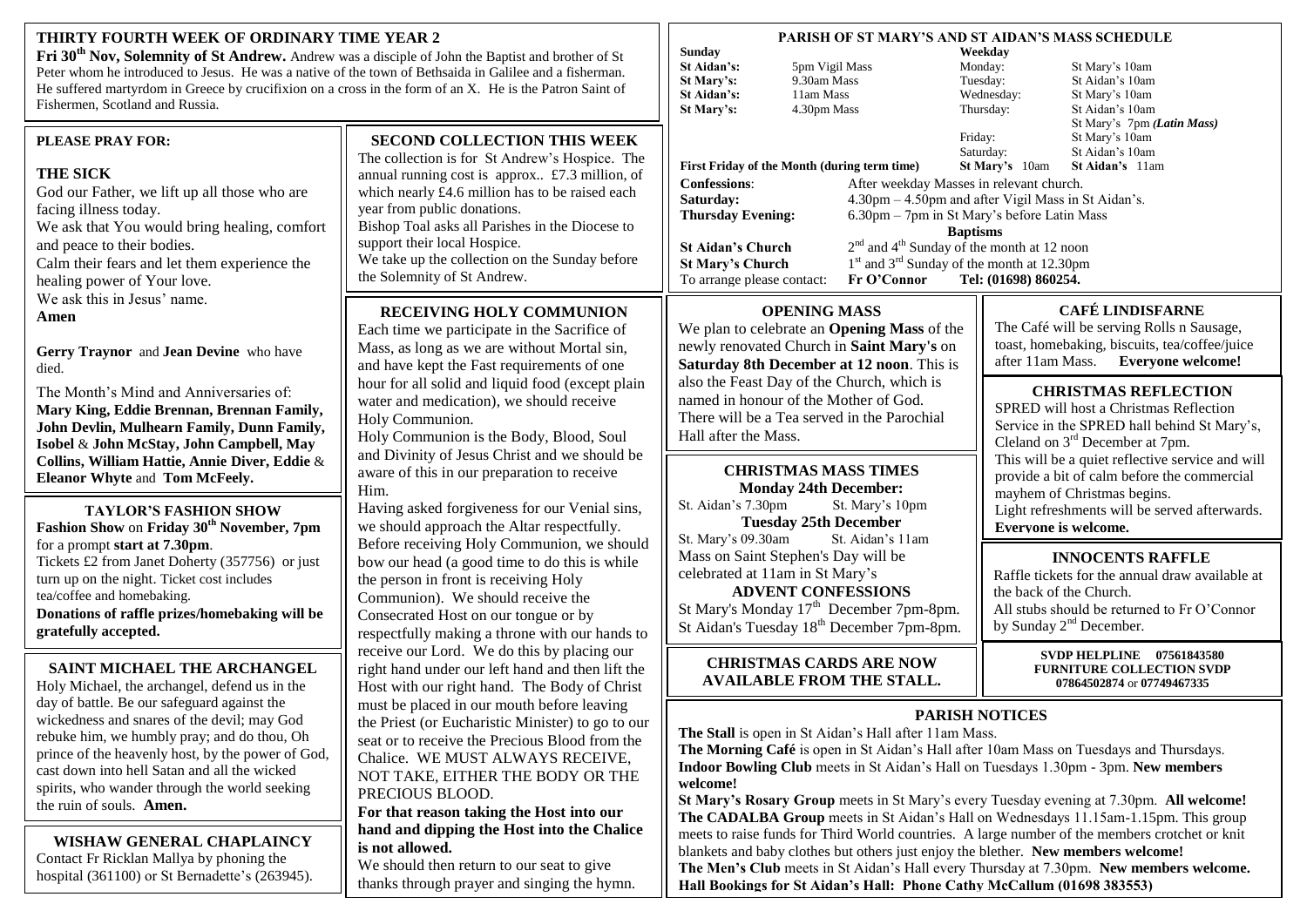## THIRTY FOURTH WEEK OF ORDINARY TIME YEAR 2

**Fri 30th Nov, Solemnity of St Andrew.** Andrew was a disciple of John the Baptist and brother of St Peter whom he introduced to Jesus. He was a native of the town of Bethsaida in Galilee and a fisherman. He suffered martyrdom in Greece by crucifixion on a cross in the form of an X. He is the Patron Saint of Fishermen, Scotland and Russia.

### PLEASE PRAY FOR:

**THE SICK**

God our Father, we lift up all those who are facing illness today.
We ask that You would bring healing, comfort and peace to their bodies.
Calm their fears and let them experience the healing power of Your love.
We ask this in Jesus' name.
**Amen**

**Gerry Traynor** and **Jean Devine** who have died.

The Month's Mind and Anniversaries of:
**Mary King, Eddie Brennan, Brennan Family, John Devlin, Mulhearn Family, Dunn Family, Isobel** & **John McStay, John Campbell, May Collins, William Hattie, Annie Diver, Eddie** & **Eleanor Whyte** and **Tom McFeely.**

### TAYLOR'S FASHION SHOW

**Fashion Show** on **Friday 30th November, 7pm** for a prompt **start at 7.30pm**.
Tickets £2 from Janet Doherty (357756) or just turn up on the night. Ticket cost includes tea/coffee and homebaking.
**Donations of raffle prizes/homebaking will be gratefully accepted.**

### SAINT MICHAEL THE ARCHANGEL

Holy Michael, the archangel, defend us in the day of battle. Be our safeguard against the wickedness and snares of the devil; may God rebuke him, we humbly pray; and do thou, Oh prince of the heavenly host, by the power of God, cast down into hell Satan and all the wicked spirits, who wander through the world seeking the ruin of souls. **Amen.**

### WISHAW GENERAL CHAPLAINCY

Contact Fr Ricklan Mallya by phoning the hospital (361100) or St Bernadette's (263945).

### SECOND COLLECTION THIS WEEK

The collection is for St Andrew's Hospice. The annual running cost is approx.. £7.3 million, of which nearly £4.6 million has to be raised each year from public donations.
Bishop Toal asks all Parishes in the Diocese to support their local Hospice.
We take up the collection on the Sunday before the Solemnity of St Andrew.

### RECEIVING HOLY COMMUNION

Each time we participate in the Sacrifice of Mass, as long as we are without Mortal sin, and have kept the Fast requirements of one hour for all solid and liquid food (except plain water and medication), we should receive Holy Communion.
Holy Communion is the Body, Blood, Soul and Divinity of Jesus Christ and we should be aware of this in our preparation to receive Him.
Having asked forgiveness for our Venial sins, we should approach the Altar respectfully. Before receiving Holy Communion, we should bow our head (a good time to do this is while the person in front is receiving Holy Communion). We should receive the Consecrated Host on our tongue or by respectfully making a throne with our hands to receive our Lord. We do this by placing our right hand under our left hand and then lift the Host with our right hand. The Body of Christ must be placed in our mouth before leaving the Priest (or Eucharistic Minister) to go to our seat or to receive the Precious Blood from the Chalice. WE MUST ALWAYS RECEIVE, NOT TAKE, EITHER THE BODY OR THE PRECIOUS BLOOD.
**For that reason taking the Host into our hand and dipping the Host into the Chalice is not allowed.**
We should then return to our seat to give thanks through prayer and singing the hymn.

### PARISH OF ST MARY'S AND ST AIDAN'S MASS SCHEDULE

| Sunday | | Weekday | |
|---|---|---|---|
| St Aidan's: | 5pm Vigil Mass | Monday: | St Mary's 10am |
| St Mary's: | 9.30am Mass | Tuesday: | St Aidan's 10am |
| St Aidan's: | 11am Mass | Wednesday: | St Mary's 10am |
| St Mary's: | 4.30pm Mass | Thursday: | St Aidan's 10am; St Mary's 7pm *(Latin Mass)* |
| | | Friday: | St Mary's 10am |
| | | Saturday: | St Aidan's 10am |

**First Friday of the Month (during term time)** St Mary's 10am **St Aidan's** 11am

**Confessions**: After weekday Masses in relevant church.
**Saturday:** 4.30pm – 4.50pm and after Vigil Mass in St Aidan's.
**Thursday Evening:** 6.30pm – 7pm in St Mary's before Latin Mass

**Baptisms**

**St Aidan's Church** 2nd and 4th Sunday of the month at 12 noon
**St Mary's Church** 1st and 3rd Sunday of the month at 12.30pm
To arrange please contact: **Fr O'Connor Tel: (01698) 860254.**

### OPENING MASS

We plan to celebrate an **Opening Mass** of the newly renovated Church in **Saint Mary's** on **Saturday 8th December at 12 noon**. This is also the Feast Day of the Church, which is named in honour of the Mother of God. There will be a Tea served in the Parochial Hall after the Mass.

### CHRISTMAS MASS TIMES

**Monday 24th December:**
St. Aidan's 7.30pm St. Mary's 10pm
**Tuesday 25th December**
St. Mary's 09.30am St. Aidan's 11am
Mass on Saint Stephen's Day will be celebrated at 11am in St Mary's

**ADVENT CONFESSIONS**

St Mary's Monday 17th December 7pm-8pm.
St Aidan's Tuesday 18th December 7pm-8pm.

### CHRISTMAS CARDS ARE NOW AVAILABLE FROM THE STALL.

### CAFÉ LINDISFARNE

The Café will be serving Rolls n Sausage, toast, homebaking, biscuits, tea/coffee/juice after 11am Mass. **Everyone welcome!**

### CHRISTMAS REFLECTION

SPRED will host a Christmas Reflection Service in the SPRED hall behind St Mary's, Cleland on 3rd December at 7pm.
This will be a quiet reflective service and will provide a bit of calm before the commercial mayhem of Christmas begins.
Light refreshments will be served afterwards.
**Everyone is welcome.**

### INNOCENTS RAFFLE

Raffle tickets for the annual draw available at the back of the Church.
All stubs should be returned to Fr O'Connor by Sunday 2nd December.

**SVDP HELPLINE 07561843580**
**FURNITURE COLLECTION SVDP 07864502874** or **07749467335**

### PARISH NOTICES

**The Stall** is open in St Aidan's Hall after 11am Mass.
**The Morning Café** is open in St Aidan's Hall after 10am Mass on Tuesdays and Thursdays.
**Indoor Bowling Club** meets in St Aidan's Hall on Tuesdays 1.30pm - 3pm. **New members welcome!**
**St Mary's Rosary Group** meets in St Mary's every Tuesday evening at 7.30pm. **All welcome!**
**The CADALBA Group** meets in St Aidan's Hall on Wednesdays 11.15am-1.15pm. This group meets to raise funds for Third World countries. A large number of the members crotchet or knit blankets and baby clothes but others just enjoy the blether. **New members welcome!**
**The Men's Club** meets in St Aidan's Hall every Thursday at 7.30pm. **New members welcome.**
**Hall Bookings for St Aidan's Hall: Phone Cathy McCallum (01698 383553)**